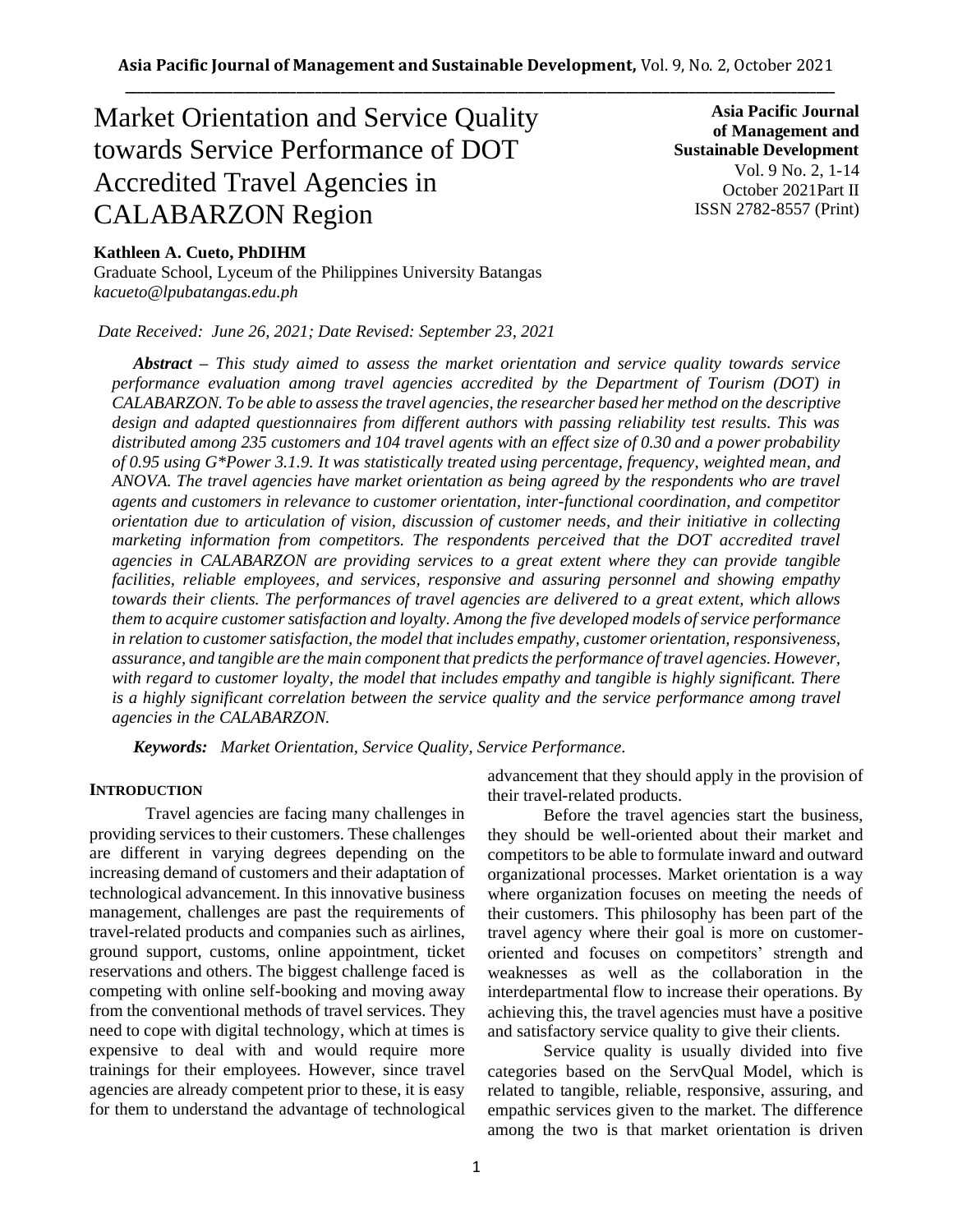# Market Orientation and Service Quality towards Service Performance of DOT Accredited Travel Agencies in CALABARZON Region

**Asia Pacific Journal of Management and Sustainable Development**
Vol. 9 No. 2, 1-14
October 2021Part II
ISSN 2782-8557 (Print)

**Kathleen A. Cueto, PhDIHM**
Graduate School, Lyceum of the Philippines University Batangas
*kacueto@lpubatangas.edu.ph*

*Date Received: June 26, 2021; Date Revised: September 23, 2021*

***Abstract*** *– This study aimed to assess the market orientation and service quality towards service performance evaluation among travel agencies accredited by the Department of Tourism (DOT) in CALABARZON. To be able to assess the travel agencies, the researcher based her method on the descriptive design and adapted questionnaires from different authors with passing reliability test results. This was distributed among 235 customers and 104 travel agents with an effect size of 0.30 and a power probability of 0.95 using G\*Power 3.1.9. It was statistically treated using percentage, frequency, weighted mean, and ANOVA. The travel agencies have market orientation as being agreed by the respondents who are travel agents and customers in relevance to customer orientation, inter-functional coordination, and competitor orientation due to articulation of vision, discussion of customer needs, and their initiative in collecting marketing information from competitors. The respondents perceived that the DOT accredited travel agencies in CALABARZON are providing services to a great extent where they can provide tangible facilities, reliable employees, and services, responsive and assuring personnel and showing empathy towards their clients. The performances of travel agencies are delivered to a great extent, which allows them to acquire customer satisfaction and loyalty. Among the five developed models of service performance in relation to customer satisfaction, the model that includes empathy, customer orientation, responsiveness, assurance, and tangible are the main component that predicts the performance of travel agencies. However, with regard to customer loyalty, the model that includes empathy and tangible is highly significant. There is a highly significant correlation between the service quality and the service performance among travel agencies in the CALABARZON.*

***Keywords:*** *Market Orientation, Service Quality, Service Performance.*

## INTRODUCTION

Travel agencies are facing many challenges in providing services to their customers. These challenges are different in varying degrees depending on the increasing demand of customers and their adaptation of technological advancement. In this innovative business management, challenges are past the requirements of travel-related products and companies such as airlines, ground support, customs, online appointment, ticket reservations and others. The biggest challenge faced is competing with online self-booking and moving away from the conventional methods of travel services. They need to cope with digital technology, which at times is expensive to deal with and would require more trainings for their employees. However, since travel agencies are already competent prior to these, it is easy for them to understand the advantage of technological advancement that they should apply in the provision of their travel-related products.

Before the travel agencies start the business, they should be well-oriented about their market and competitors to be able to formulate inward and outward organizational processes. Market orientation is a way where organization focuses on meeting the needs of their customers. This philosophy has been part of the travel agency where their goal is more on customer-oriented and focuses on competitors' strength and weaknesses as well as the collaboration in the interdepartmental flow to increase their operations. By achieving this, the travel agencies must have a positive and satisfactory service quality to give their clients.

Service quality is usually divided into five categories based on the ServQual Model, which is related to tangible, reliable, responsive, assuring, and empathic services given to the market. The difference among the two is that market orientation is driven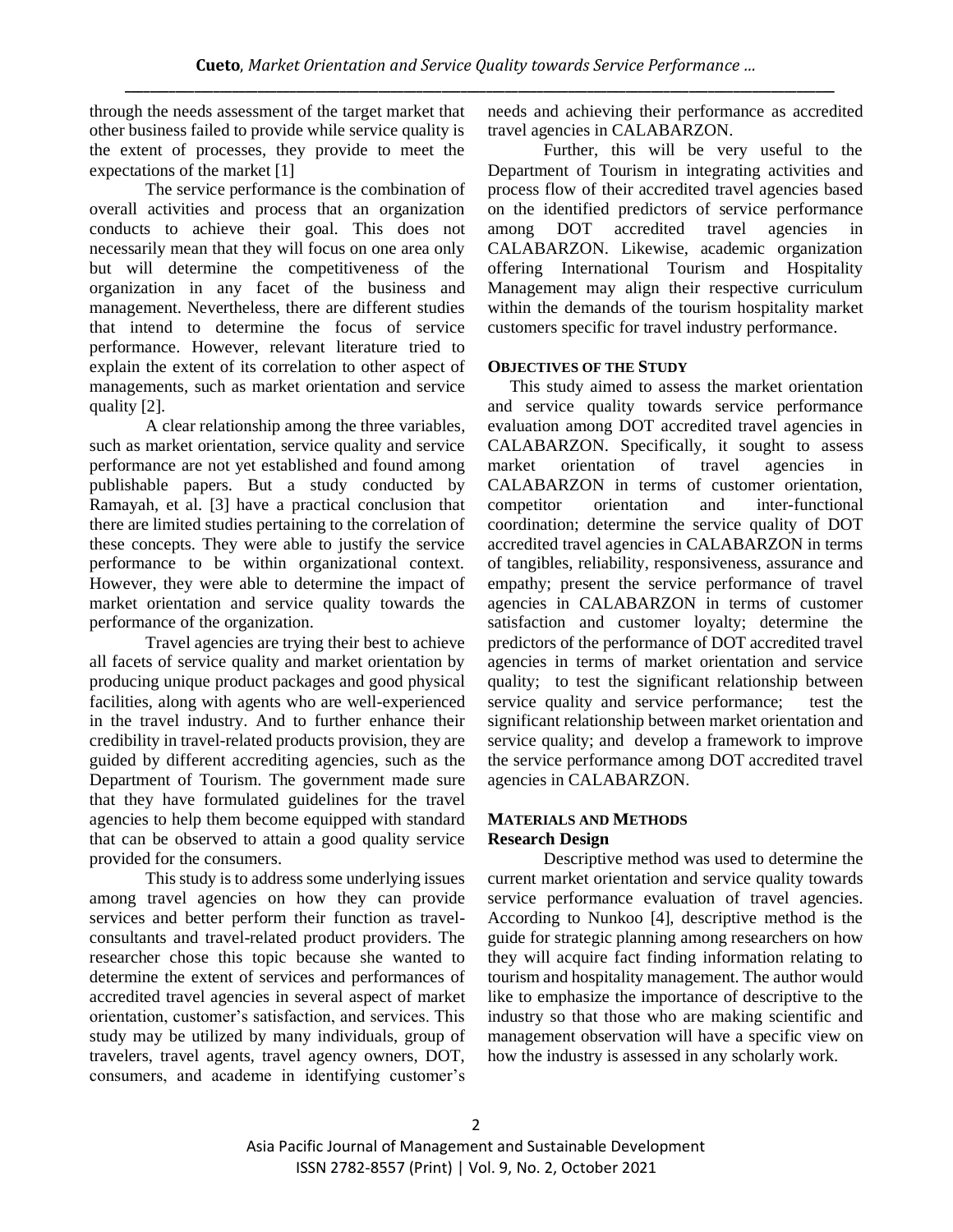through the needs assessment of the target market that other business failed to provide while service quality is the extent of processes, they provide to meet the expectations of the market [1]

The service performance is the combination of overall activities and process that an organization conducts to achieve their goal. This does not necessarily mean that they will focus on one area only but will determine the competitiveness of the organization in any facet of the business and management. Nevertheless, there are different studies that intend to determine the focus of service performance. However, relevant literature tried to explain the extent of its correlation to other aspect of managements, such as market orientation and service quality [2].

A clear relationship among the three variables, such as market orientation, service quality and service performance are not yet established and found among publishable papers. But a study conducted by Ramayah, et al. [3] have a practical conclusion that there are limited studies pertaining to the correlation of these concepts. They were able to justify the service performance to be within organizational context. However, they were able to determine the impact of market orientation and service quality towards the performance of the organization.

Travel agencies are trying their best to achieve all facets of service quality and market orientation by producing unique product packages and good physical facilities, along with agents who are well-experienced in the travel industry. And to further enhance their credibility in travel-related products provision, they are guided by different accrediting agencies, such as the Department of Tourism. The government made sure that they have formulated guidelines for the travel agencies to help them become equipped with standard that can be observed to attain a good quality service provided for the consumers.

This study is to address some underlying issues among travel agencies on how they can provide services and better perform their function as travel-consultants and travel-related product providers. The researcher chose this topic because she wanted to determine the extent of services and performances of accredited travel agencies in several aspect of market orientation, customer's satisfaction, and services. This study may be utilized by many individuals, group of travelers, travel agents, travel agency owners, DOT, consumers, and academe in identifying customer's needs and achieving their performance as accredited travel agencies in CALABARZON.

Further, this will be very useful to the Department of Tourism in integrating activities and process flow of their accredited travel agencies based on the identified predictors of service performance among DOT accredited travel agencies in CALABARZON. Likewise, academic organization offering International Tourism and Hospitality Management may align their respective curriculum within the demands of the tourism hospitality market customers specific for travel industry performance.

## OBJECTIVES OF THE STUDY

This study aimed to assess the market orientation and service quality towards service performance evaluation among DOT accredited travel agencies in CALABARZON. Specifically, it sought to assess market orientation of travel agencies in CALABARZON in terms of customer orientation, competitor orientation and inter-functional coordination; determine the service quality of DOT accredited travel agencies in CALABARZON in terms of tangibles, reliability, responsiveness, assurance and empathy; present the service performance of travel agencies in CALABARZON in terms of customer satisfaction and customer loyalty; determine the predictors of the performance of DOT accredited travel agencies in terms of market orientation and service quality; to test the significant relationship between service quality and service performance; test the significant relationship between market orientation and service quality; and develop a framework to improve the service performance among DOT accredited travel agencies in CALABARZON.

## MATERIALS AND METHODS

### Research Design

Descriptive method was used to determine the current market orientation and service quality towards service performance evaluation of travel agencies. According to Nunkoo [4], descriptive method is the guide for strategic planning among researchers on how they will acquire fact finding information relating to tourism and hospitality management. The author would like to emphasize the importance of descriptive to the industry so that those who are making scientific and management observation will have a specific view on how the industry is assessed in any scholarly work.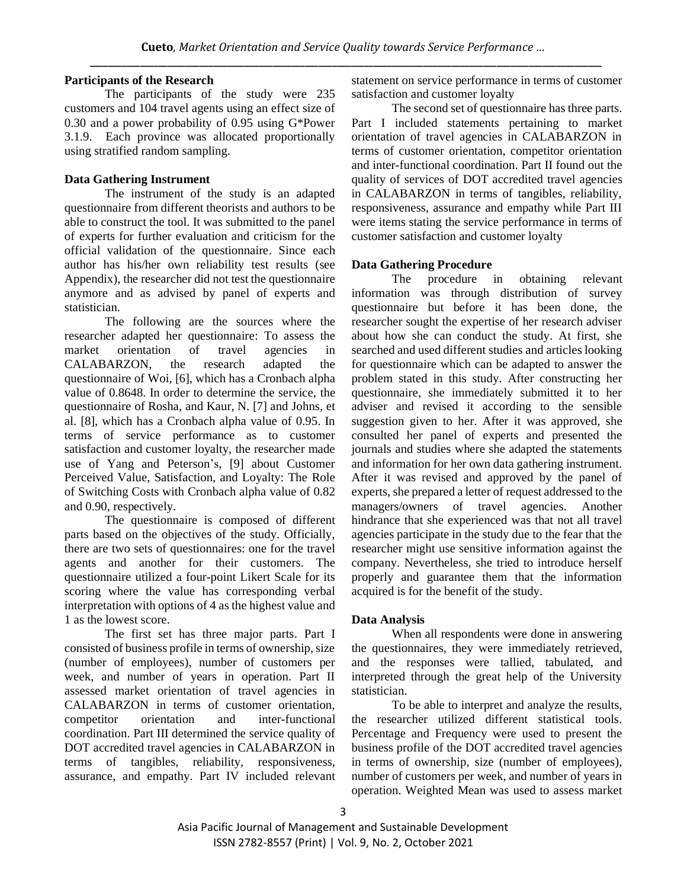**Participants of the Research**

The participants of the study were 235 customers and 104 travel agents using an effect size of 0.30 and a power probability of 0.95 using G*Power 3.1.9. Each province was allocated proportionally using stratified random sampling.

**Data Gathering Instrument**

The instrument of the study is an adapted questionnaire from different theorists and authors to be able to construct the tool. It was submitted to the panel of experts for further evaluation and criticism for the official validation of the questionnaire. Since each author has his/her own reliability test results (see Appendix), the researcher did not test the questionnaire anymore and as advised by panel of experts and statistician.

The following are the sources where the researcher adapted her questionnaire: To assess the market orientation of travel agencies in CALABARZON, the research adapted the questionnaire of Woi, [6], which has a Cronbach alpha value of 0.8648. In order to determine the service, the questionnaire of Rosha, and Kaur, N. [7] and Johns, et al. [8], which has a Cronbach alpha value of 0.95. In terms of service performance as to customer satisfaction and customer loyalty, the researcher made use of Yang and Peterson's, [9] about Customer Perceived Value, Satisfaction, and Loyalty: The Role of Switching Costs with Cronbach alpha value of 0.82 and 0.90, respectively.

The questionnaire is composed of different parts based on the objectives of the study. Officially, there are two sets of questionnaires: one for the travel agents and another for their customers. The questionnaire utilized a four-point Likert Scale for its scoring where the value has corresponding verbal interpretation with options of 4 as the highest value and 1 as the lowest score.

The first set has three major parts. Part I consisted of business profile in terms of ownership, size (number of employees), number of customers per week, and number of years in operation. Part II assessed market orientation of travel agencies in CALABARZON in terms of customer orientation, competitor orientation and inter-functional coordination. Part III determined the service quality of DOT accredited travel agencies in CALABARZON in terms of tangibles, reliability, responsiveness, assurance, and empathy. Part IV included relevant statement on service performance in terms of customer satisfaction and customer loyalty

The second set of questionnaire has three parts. Part I included statements pertaining to market orientation of travel agencies in CALABARZON in terms of customer orientation, competitor orientation and inter-functional coordination. Part II found out the quality of services of DOT accredited travel agencies in CALABARZON in terms of tangibles, reliability, responsiveness, assurance and empathy while Part III were items stating the service performance in terms of customer satisfaction and customer loyalty

**Data Gathering Procedure**

The procedure in obtaining relevant information was through distribution of survey questionnaire but before it has been done, the researcher sought the expertise of her research adviser about how she can conduct the study. At first, she searched and used different studies and articles looking for questionnaire which can be adapted to answer the problem stated in this study. After constructing her questionnaire, she immediately submitted it to her adviser and revised it according to the sensible suggestion given to her. After it was approved, she consulted her panel of experts and presented the journals and studies where she adapted the statements and information for her own data gathering instrument. After it was revised and approved by the panel of experts, she prepared a letter of request addressed to the managers/owners of travel agencies. Another hindrance that she experienced was that not all travel agencies participate in the study due to the fear that the researcher might use sensitive information against the company. Nevertheless, she tried to introduce herself properly and guarantee them that the information acquired is for the benefit of the study.

**Data Analysis**

When all respondents were done in answering the questionnaires, they were immediately retrieved, and the responses were tallied, tabulated, and interpreted through the great help of the University statistician.

To be able to interpret and analyze the results, the researcher utilized different statistical tools. Percentage and Frequency were used to present the business profile of the DOT accredited travel agencies in terms of ownership, size (number of employees), number of customers per week, and number of years in operation. Weighted Mean was used to assess market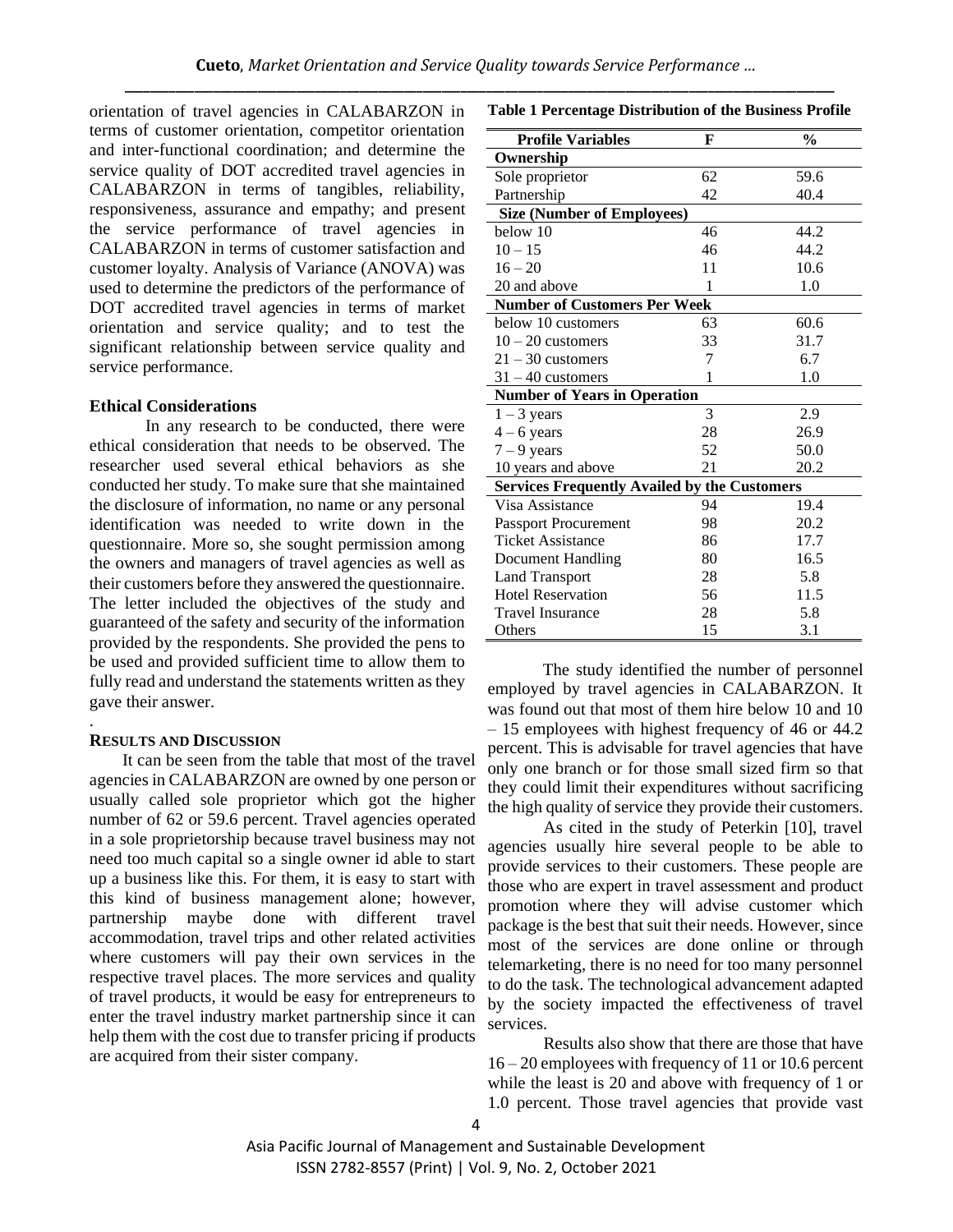orientation of travel agencies in CALABARZON in terms of customer orientation, competitor orientation and inter-functional coordination; and determine the service quality of DOT accredited travel agencies in CALABARZON in terms of tangibles, reliability, responsiveness, assurance and empathy; and present the service performance of travel agencies in CALABARZON in terms of customer satisfaction and customer loyalty. Analysis of Variance (ANOVA) was used to determine the predictors of the performance of DOT accredited travel agencies in terms of market orientation and service quality; and to test the significant relationship between service quality and service performance.

**Ethical Considerations**

In any research to be conducted, there were ethical consideration that needs to be observed. The researcher used several ethical behaviors as she conducted her study. To make sure that she maintained the disclosure of information, no name or any personal identification was needed to write down in the questionnaire. More so, she sought permission among the owners and managers of travel agencies as well as their customers before they answered the questionnaire. The letter included the objectives of the study and guaranteed of the safety and security of the information provided by the respondents. She provided the pens to be used and provided sufficient time to allow them to fully read and understand the statements written as they gave their answer.

.

## RESULTS AND DISCUSSION

It can be seen from the table that most of the travel agencies in CALABARZON are owned by one person or usually called sole proprietor which got the higher number of 62 or 59.6 percent. Travel agencies operated in a sole proprietorship because travel business may not need too much capital so a single owner id able to start up a business like this. For them, it is easy to start with this kind of business management alone; however, partnership maybe done with different travel accommodation, travel trips and other related activities where customers will pay their own services in the respective travel places. The more services and quality of travel products, it would be easy for entrepreneurs to enter the travel industry market partnership since it can help them with the cost due to transfer pricing if products are acquired from their sister company.

**Table 1 Percentage Distribution of the Business Profile**

| Profile Variables | F | % |
|---|---|---|
| **Ownership** | | |
| Sole proprietor | 62 | 59.6 |
| Partnership | 42 | 40.4 |
| **Size (Number of Employees)** | | |
| below 10 | 46 | 44.2 |
| 10 – 15 | 46 | 44.2 |
| 16 – 20 | 11 | 10.6 |
| 20 and above | 1 | 1.0 |
| **Number of Customers Per Week** | | |
| below 10 customers | 63 | 60.6 |
| 10 – 20 customers | 33 | 31.7 |
| 21 – 30 customers | 7 | 6.7 |
| 31 – 40 customers | 1 | 1.0 |
| **Number of Years in Operation** | | |
| 1 – 3 years | 3 | 2.9 |
| 4 – 6 years | 28 | 26.9 |
| 7 – 9 years | 52 | 50.0 |
| 10 years and above | 21 | 20.2 |
| **Services Frequently Availed by the Customers** | | |
| Visa Assistance | 94 | 19.4 |
| Passport Procurement | 98 | 20.2 |
| Ticket Assistance | 86 | 17.7 |
| Document Handling | 80 | 16.5 |
| Land Transport | 28 | 5.8 |
| Hotel Reservation | 56 | 11.5 |
| Travel Insurance | 28 | 5.8 |
| Others | 15 | 3.1 |

The study identified the number of personnel employed by travel agencies in CALABARZON. It was found out that most of them hire below 10 and 10 – 15 employees with highest frequency of 46 or 44.2 percent. This is advisable for travel agencies that have only one branch or for those small sized firm so that they could limit their expenditures without sacrificing the high quality of service they provide their customers.

As cited in the study of Peterkin [10], travel agencies usually hire several people to be able to provide services to their customers. These people are those who are expert in travel assessment and product promotion where they will advise customer which package is the best that suit their needs. However, since most of the services are done online or through telemarketing, there is no need for too many personnel to do the task. The technological advancement adapted by the society impacted the effectiveness of travel services.

Results also show that there are those that have 16 – 20 employees with frequency of 11 or 10.6 percent while the least is 20 and above with frequency of 1 or 1.0 percent. Those travel agencies that provide vast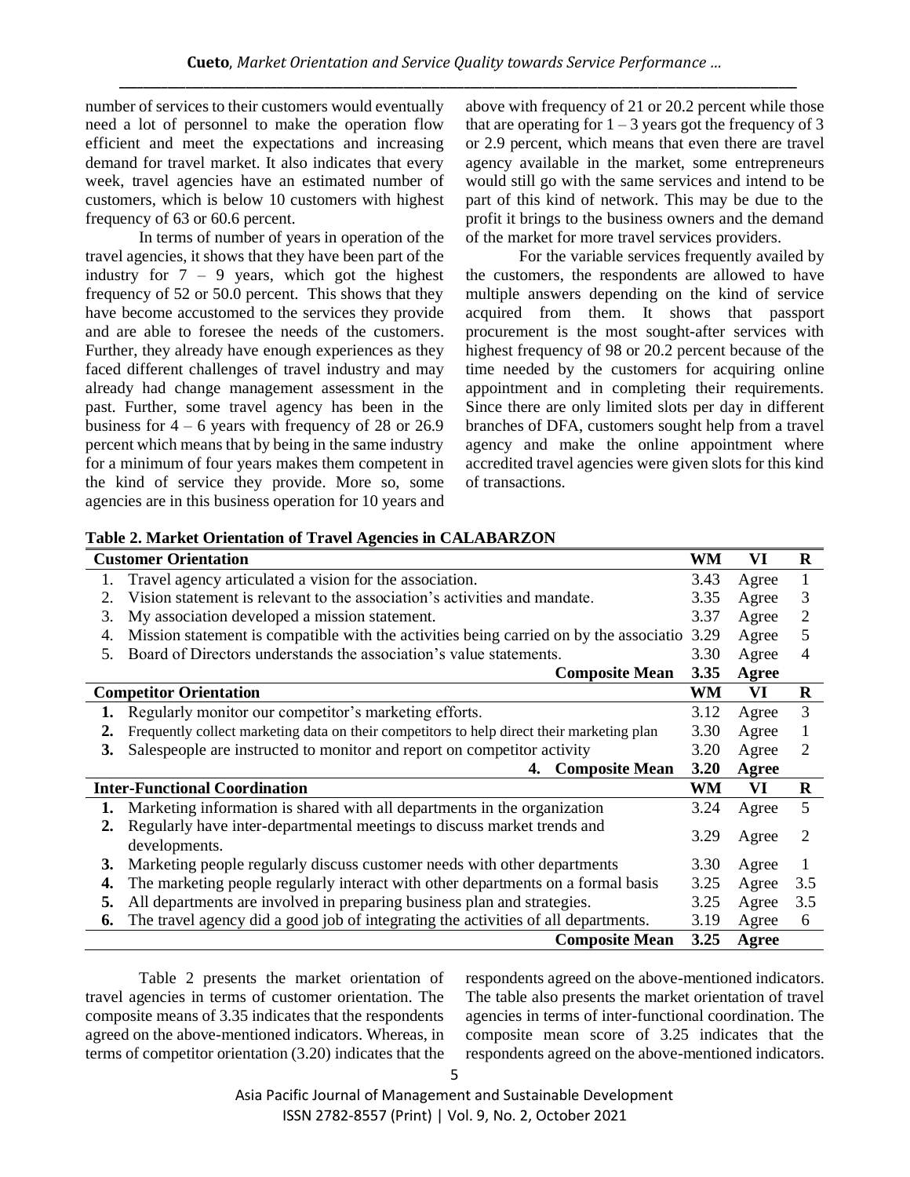number of services to their customers would eventually need a lot of personnel to make the operation flow efficient and meet the expectations and increasing demand for travel market. It also indicates that every week, travel agencies have an estimated number of customers, which is below 10 customers with highest frequency of 63 or 60.6 percent.

In terms of number of years in operation of the travel agencies, it shows that they have been part of the industry for 7 – 9 years, which got the highest frequency of 52 or 50.0 percent. This shows that they have become accustomed to the services they provide and are able to foresee the needs of the customers. Further, they already have enough experiences as they faced different challenges of travel industry and may already had change management assessment in the past. Further, some travel agency has been in the business for 4 – 6 years with frequency of 28 or 26.9 percent which means that by being in the same industry for a minimum of four years makes them competent in the kind of service they provide. More so, some agencies are in this business operation for 10 years and above with frequency of 21 or 20.2 percent while those that are operating for 1 – 3 years got the frequency of 3 or 2.9 percent, which means that even there are travel agency available in the market, some entrepreneurs would still go with the same services and intend to be part of this kind of network. This may be due to the profit it brings to the business owners and the demand of the market for more travel services providers.

For the variable services frequently availed by the customers, the respondents are allowed to have multiple answers depending on the kind of service acquired from them. It shows that passport procurement is the most sought-after services with highest frequency of 98 or 20.2 percent because of the time needed by the customers for acquiring online appointment and in completing their requirements. Since there are only limited slots per day in different branches of DFA, customers sought help from a travel agency and make the online appointment where accredited travel agencies were given slots for this kind of transactions.

**Table 2. Market Orientation of Travel Agencies in CALABARZON**

| **Customer Orientation** | **WM** | **VI** | **R** |
|---|---|---|---|
| 1. Travel agency articulated a vision for the association. | 3.43 | Agree | 1 |
| 2. Vision statement is relevant to the association's activities and mandate. | 3.35 | Agree | 3 |
| 3. My association developed a mission statement. | 3.37 | Agree | 2 |
| 4. Mission statement is compatible with the activities being carried on by the associatio | 3.29 | Agree | 5 |
| 5. Board of Directors understands the association's value statements. | 3.30 | Agree | 4 |
| **Composite Mean** | **3.35** | **Agree** | |
| **Competitor Orientation** | **WM** | **VI** | **R** |
| **1.** Regularly monitor our competitor's marketing efforts. | 3.12 | Agree | 3 |
| **2.** Frequently collect marketing data on their competitors to help direct their marketing plan | 3.30 | Agree | 1 |
| **3.** Salespeople are instructed to monitor and report on competitor activity | 3.20 | Agree | 2 |
| **4. Composite Mean** | **3.20** | **Agree** | |
| **Inter-Functional Coordination** | **WM** | **VI** | **R** |
| **1.** Marketing information is shared with all departments in the organization | 3.24 | Agree | 5 |
| **2.** Regularly have inter-departmental meetings to discuss market trends and developments. | 3.29 | Agree | 2 |
| **3.** Marketing people regularly discuss customer needs with other departments | 3.30 | Agree | 1 |
| **4.** The marketing people regularly interact with other departments on a formal basis | 3.25 | Agree | 3.5 |
| **5.** All departments are involved in preparing business plan and strategies. | 3.25 | Agree | 3.5 |
| **6.** The travel agency did a good job of integrating the activities of all departments. | 3.19 | Agree | 6 |
| **Composite Mean** | **3.25** | **Agree** | |

Table 2 presents the market orientation of travel agencies in terms of customer orientation. The composite means of 3.35 indicates that the respondents agreed on the above-mentioned indicators. Whereas, in terms of competitor orientation (3.20) indicates that the respondents agreed on the above-mentioned indicators. The table also presents the market orientation of travel agencies in terms of inter-functional coordination. The composite mean score of 3.25 indicates that the respondents agreed on the above-mentioned indicators.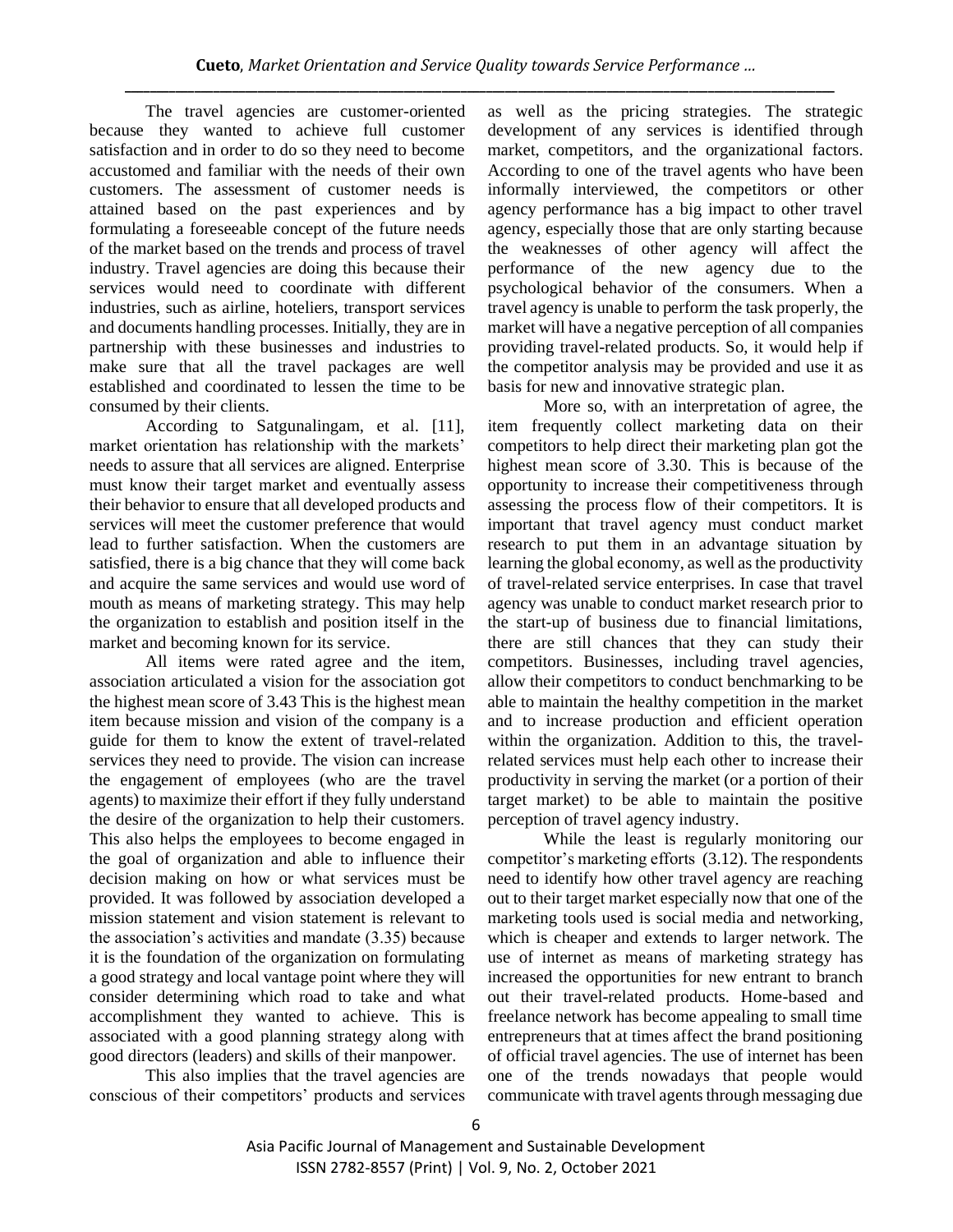The travel agencies are customer-oriented because they wanted to achieve full customer satisfaction and in order to do so they need to become accustomed and familiar with the needs of their own customers. The assessment of customer needs is attained based on the past experiences and by formulating a foreseeable concept of the future needs of the market based on the trends and process of travel industry. Travel agencies are doing this because their services would need to coordinate with different industries, such as airline, hoteliers, transport services and documents handling processes. Initially, they are in partnership with these businesses and industries to make sure that all the travel packages are well established and coordinated to lessen the time to be consumed by their clients.

According to Satgunalingam, et al. [11], market orientation has relationship with the markets' needs to assure that all services are aligned. Enterprise must know their target market and eventually assess their behavior to ensure that all developed products and services will meet the customer preference that would lead to further satisfaction. When the customers are satisfied, there is a big chance that they will come back and acquire the same services and would use word of mouth as means of marketing strategy. This may help the organization to establish and position itself in the market and becoming known for its service.

All items were rated agree and the item, association articulated a vision for the association got the highest mean score of 3.43 This is the highest mean item because mission and vision of the company is a guide for them to know the extent of travel-related services they need to provide. The vision can increase the engagement of employees (who are the travel agents) to maximize their effort if they fully understand the desire of the organization to help their customers. This also helps the employees to become engaged in the goal of organization and able to influence their decision making on how or what services must be provided. It was followed by association developed a mission statement and vision statement is relevant to the association's activities and mandate (3.35) because it is the foundation of the organization on formulating a good strategy and local vantage point where they will consider determining which road to take and what accomplishment they wanted to achieve. This is associated with a good planning strategy along with good directors (leaders) and skills of their manpower.

This also implies that the travel agencies are conscious of their competitors' products and services as well as the pricing strategies. The strategic development of any services is identified through market, competitors, and the organizational factors. According to one of the travel agents who have been informally interviewed, the competitors or other agency performance has a big impact to other travel agency, especially those that are only starting because the weaknesses of other agency will affect the performance of the new agency due to the psychological behavior of the consumers. When a travel agency is unable to perform the task properly, the market will have a negative perception of all companies providing travel-related products. So, it would help if the competitor analysis may be provided and use it as basis for new and innovative strategic plan.

More so, with an interpretation of agree, the item frequently collect marketing data on their competitors to help direct their marketing plan got the highest mean score of 3.30. This is because of the opportunity to increase their competitiveness through assessing the process flow of their competitors. It is important that travel agency must conduct market research to put them in an advantage situation by learning the global economy, as well as the productivity of travel-related service enterprises. In case that travel agency was unable to conduct market research prior to the start-up of business due to financial limitations, there are still chances that they can study their competitors. Businesses, including travel agencies, allow their competitors to conduct benchmarking to be able to maintain the healthy competition in the market and to increase production and efficient operation within the organization. Addition to this, the travel-related services must help each other to increase their productivity in serving the market (or a portion of their target market) to be able to maintain the positive perception of travel agency industry.

While the least is regularly monitoring our competitor's marketing efforts (3.12). The respondents need to identify how other travel agency are reaching out to their target market especially now that one of the marketing tools used is social media and networking, which is cheaper and extends to larger network. The use of internet as means of marketing strategy has increased the opportunities for new entrant to branch out their travel-related products. Home-based and freelance network has become appealing to small time entrepreneurs that at times affect the brand positioning of official travel agencies. The use of internet has been one of the trends nowadays that people would communicate with travel agents through messaging due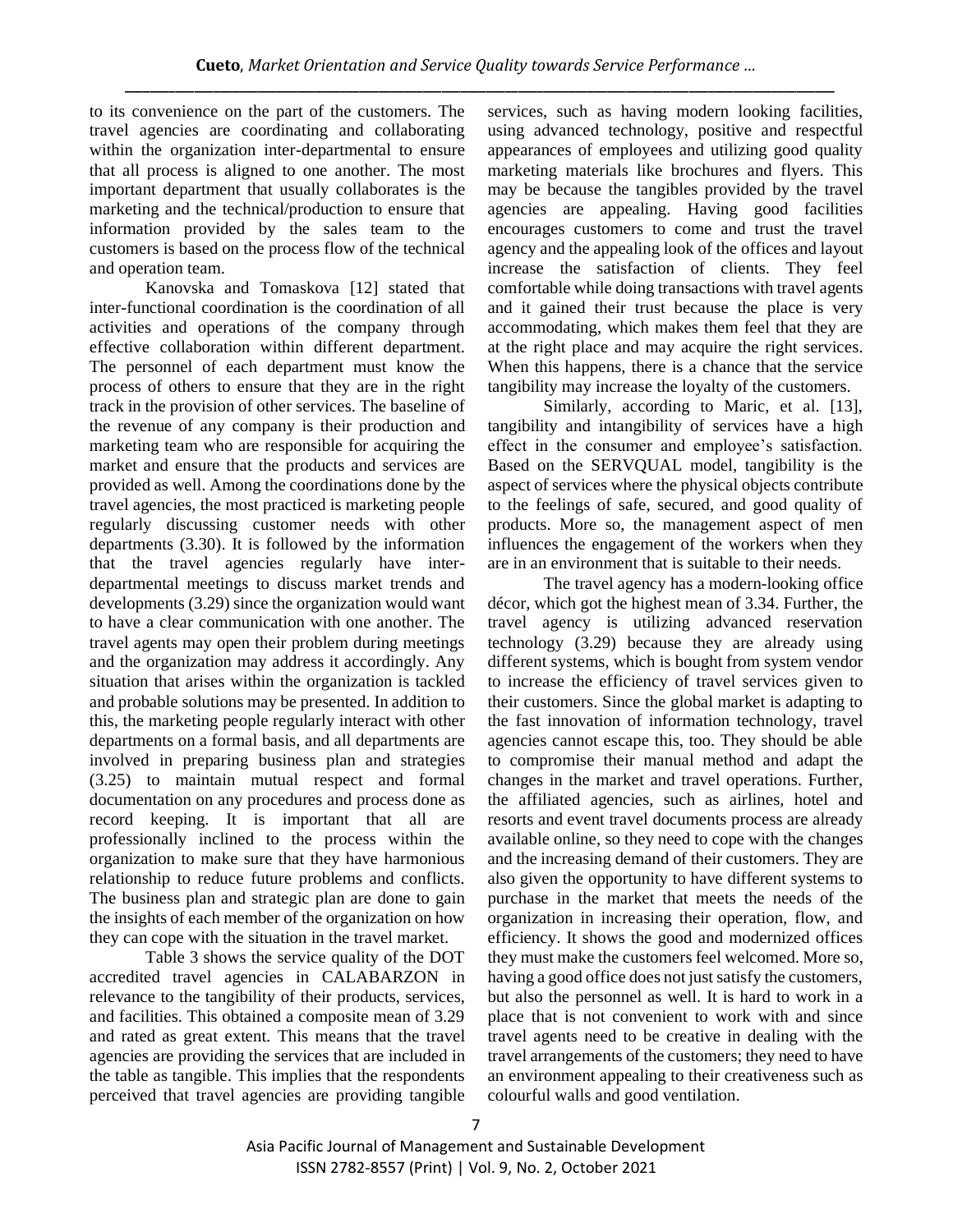to its convenience on the part of the customers. The travel agencies are coordinating and collaborating within the organization inter-departmental to ensure that all process is aligned to one another. The most important department that usually collaborates is the marketing and the technical/production to ensure that information provided by the sales team to the customers is based on the process flow of the technical and operation team.

Kanovska and Tomaskova [12] stated that inter-functional coordination is the coordination of all activities and operations of the company through effective collaboration within different department. The personnel of each department must know the process of others to ensure that they are in the right track in the provision of other services. The baseline of the revenue of any company is their production and marketing team who are responsible for acquiring the market and ensure that the products and services are provided as well. Among the coordinations done by the travel agencies, the most practiced is marketing people regularly discussing customer needs with other departments (3.30). It is followed by the information that the travel agencies regularly have inter-departmental meetings to discuss market trends and developments (3.29) since the organization would want to have a clear communication with one another. The travel agents may open their problem during meetings and the organization may address it accordingly. Any situation that arises within the organization is tackled and probable solutions may be presented. In addition to this, the marketing people regularly interact with other departments on a formal basis, and all departments are involved in preparing business plan and strategies (3.25) to maintain mutual respect and formal documentation on any procedures and process done as record keeping. It is important that all are professionally inclined to the process within the organization to make sure that they have harmonious relationship to reduce future problems and conflicts. The business plan and strategic plan are done to gain the insights of each member of the organization on how they can cope with the situation in the travel market.

Table 3 shows the service quality of the DOT accredited travel agencies in CALABARZON in relevance to the tangibility of their products, services, and facilities. This obtained a composite mean of 3.29 and rated as great extent. This means that the travel agencies are providing the services that are included in the table as tangible. This implies that the respondents perceived that travel agencies are providing tangible services, such as having modern looking facilities, using advanced technology, positive and respectful appearances of employees and utilizing good quality marketing materials like brochures and flyers. This may be because the tangibles provided by the travel agencies are appealing. Having good facilities encourages customers to come and trust the travel agency and the appealing look of the offices and layout increase the satisfaction of clients. They feel comfortable while doing transactions with travel agents and it gained their trust because the place is very accommodating, which makes them feel that they are at the right place and may acquire the right services. When this happens, there is a chance that the service tangibility may increase the loyalty of the customers.

Similarly, according to Maric, et al. [13], tangibility and intangibility of services have a high effect in the consumer and employee's satisfaction. Based on the SERVQUAL model, tangibility is the aspect of services where the physical objects contribute to the feelings of safe, secured, and good quality of products. More so, the management aspect of men influences the engagement of the workers when they are in an environment that is suitable to their needs.

The travel agency has a modern-looking office décor, which got the highest mean of 3.34. Further, the travel agency is utilizing advanced reservation technology (3.29) because they are already using different systems, which is bought from system vendor to increase the efficiency of travel services given to their customers. Since the global market is adapting to the fast innovation of information technology, travel agencies cannot escape this, too. They should be able to compromise their manual method and adapt the changes in the market and travel operations. Further, the affiliated agencies, such as airlines, hotel and resorts and event travel documents process are already available online, so they need to cope with the changes and the increasing demand of their customers. They are also given the opportunity to have different systems to purchase in the market that meets the needs of the organization in increasing their operation, flow, and efficiency. It shows the good and modernized offices they must make the customers feel welcomed. More so, having a good office does not just satisfy the customers, but also the personnel as well. It is hard to work in a place that is not convenient to work with and since travel agents need to be creative in dealing with the travel arrangements of the customers; they need to have an environment appealing to their creativeness such as colourful walls and good ventilation.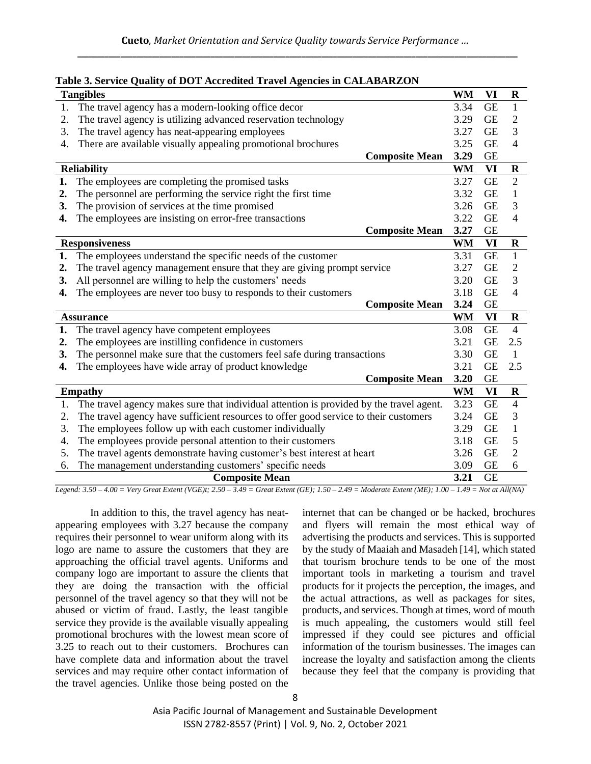**Table 3. Service Quality of DOT Accredited Travel Agencies in CALABARZON**

| **Tangibles** | **WM** | **VI** | **R** |
|---|---|---|---|
| 1. The travel agency has a modern-looking office decor | 3.34 | GE | 1 |
| 2. The travel agency is utilizing advanced reservation technology | 3.29 | GE | 2 |
| 3. The travel agency has neat-appearing employees | 3.27 | GE | 3 |
| 4. There are available visually appealing promotional brochures | 3.25 | GE | 4 |
| **Composite Mean** | **3.29** | GE | |
| **Reliability** | **WM** | **VI** | **R** |
| **1.** The employees are completing the promised tasks | 3.27 | GE | 2 |
| **2.** The personnel are performing the service right the first time | 3.32 | GE | 1 |
| **3.** The provision of services at the time promised | 3.26 | GE | 3 |
| **4.** The employees are insisting on error-free transactions | 3.22 | GE | 4 |
| **Composite Mean** | **3.27** | GE | |
| **Responsiveness** | **WM** | **VI** | **R** |
| **1.** The employees understand the specific needs of the customer | 3.31 | GE | 1 |
| **2.** The travel agency management ensure that they are giving prompt service | 3.27 | GE | 2 |
| **3.** All personnel are willing to help the customers' needs | 3.20 | GE | 3 |
| **4.** The employees are never too busy to responds to their customers | 3.18 | GE | 4 |
| **Composite Mean** | **3.24** | GE | |
| **Assurance** | **WM** | **VI** | **R** |
| **1.** The travel agency have competent employees | 3.08 | GE | 4 |
| **2.** The employees are instilling confidence in customers | 3.21 | GE | 2.5 |
| **3.** The personnel make sure that the customers feel safe during transactions | 3.30 | GE | 1 |
| **4.** The employees have wide array of product knowledge | 3.21 | GE | 2.5 |
| **Composite Mean** | **3.20** | GE | |
| **Empathy** | **WM** | **VI** | **R** |
| 1. The travel agency makes sure that individual attention is provided by the travel agent. | 3.23 | GE | 4 |
| 2. The travel agency have sufficient resources to offer good service to their customers | 3.24 | GE | 3 |
| 3. The employees follow up with each customer individually | 3.29 | GE | 1 |
| 4. The employees provide personal attention to their customers | 3.18 | GE | 5 |
| 5. The travel agents demonstrate having customer's best interest at heart | 3.26 | GE | 2 |
| 6. The management understanding customers' specific needs | 3.09 | GE | 6 |
| **Composite Mean** | **3.21** | GE | |

*Legend: 3.50 – 4.00 = Very Great Extent (VGE)t; 2.50 – 3.49 = Great Extent (GE); 1.50 – 2.49 = Moderate Extent (ME); 1.00 – 1.49 = Not at All(NA)*

In addition to this, the travel agency has neat-appearing employees with 3.27 because the company requires their personnel to wear uniform along with its logo are name to assure the customers that they are approaching the official travel agents. Uniforms and company logo are important to assure the clients that they are doing the transaction with the official personnel of the travel agency so that they will not be abused or victim of fraud. Lastly, the least tangible service they provide is the available visually appealing promotional brochures with the lowest mean score of 3.25 to reach out to their customers. Brochures can have complete data and information about the travel services and may require other contact information of the travel agencies. Unlike those being posted on the internet that can be changed or be hacked, brochures and flyers will remain the most ethical way of advertising the products and services. This is supported by the study of Maaiah and Masadeh [14], which stated that tourism brochure tends to be one of the most important tools in marketing a tourism and travel products for it projects the perception, the images, and the actual attractions, as well as packages for sites, products, and services. Though at times, word of mouth is much appealing, the customers would still feel impressed if they could see pictures and official information of the tourism businesses. The images can increase the loyalty and satisfaction among the clients because they feel that the company is providing that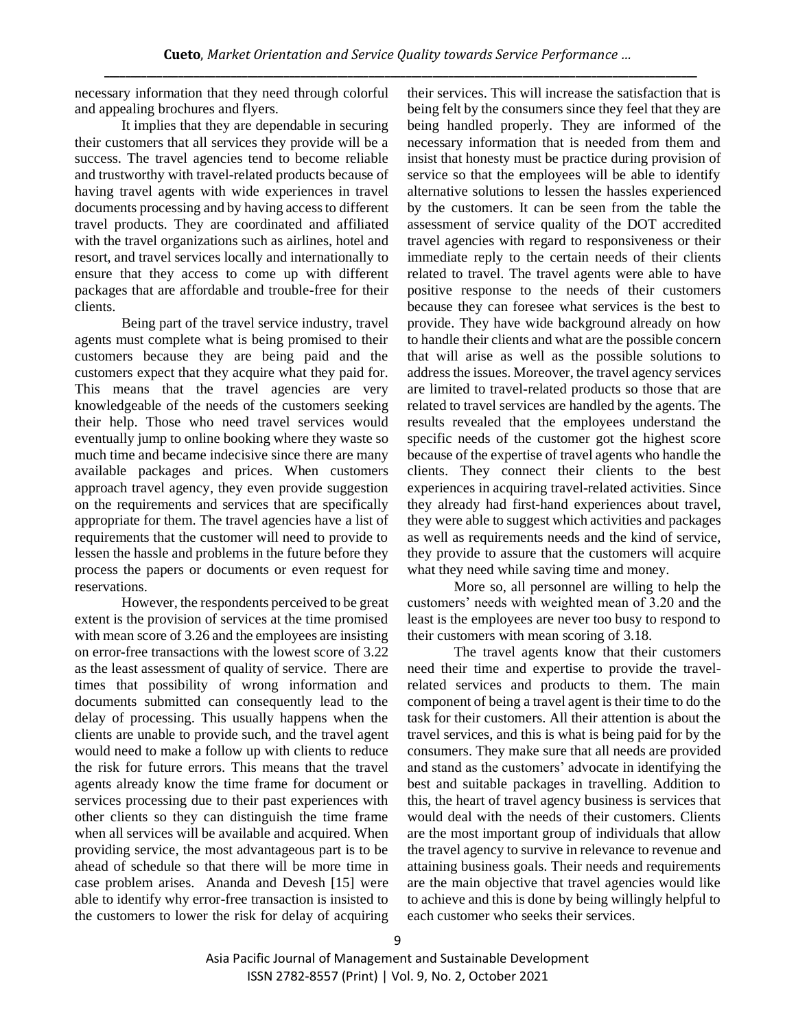necessary information that they need through colorful and appealing brochures and flyers.

It implies that they are dependable in securing their customers that all services they provide will be a success. The travel agencies tend to become reliable and trustworthy with travel-related products because of having travel agents with wide experiences in travel documents processing and by having access to different travel products. They are coordinated and affiliated with the travel organizations such as airlines, hotel and resort, and travel services locally and internationally to ensure that they access to come up with different packages that are affordable and trouble-free for their clients.

Being part of the travel service industry, travel agents must complete what is being promised to their customers because they are being paid and the customers expect that they acquire what they paid for. This means that the travel agencies are very knowledgeable of the needs of the customers seeking their help. Those who need travel services would eventually jump to online booking where they waste so much time and became indecisive since there are many available packages and prices. When customers approach travel agency, they even provide suggestion on the requirements and services that are specifically appropriate for them. The travel agencies have a list of requirements that the customer will need to provide to lessen the hassle and problems in the future before they process the papers or documents or even request for reservations.

However, the respondents perceived to be great extent is the provision of services at the time promised with mean score of 3.26 and the employees are insisting on error-free transactions with the lowest score of 3.22 as the least assessment of quality of service. There are times that possibility of wrong information and documents submitted can consequently lead to the delay of processing. This usually happens when the clients are unable to provide such, and the travel agent would need to make a follow up with clients to reduce the risk for future errors. This means that the travel agents already know the time frame for document or services processing due to their past experiences with other clients so they can distinguish the time frame when all services will be available and acquired. When providing service, the most advantageous part is to be ahead of schedule so that there will be more time in case problem arises. Ananda and Devesh [15] were able to identify why error-free transaction is insisted to the customers to lower the risk for delay of acquiring their services. This will increase the satisfaction that is being felt by the consumers since they feel that they are being handled properly. They are informed of the necessary information that is needed from them and insist that honesty must be practice during provision of service so that the employees will be able to identify alternative solutions to lessen the hassles experienced by the customers. It can be seen from the table the assessment of service quality of the DOT accredited travel agencies with regard to responsiveness or their immediate reply to the certain needs of their clients related to travel. The travel agents were able to have positive response to the needs of their customers because they can foresee what services is the best to provide. They have wide background already on how to handle their clients and what are the possible concern that will arise as well as the possible solutions to address the issues. Moreover, the travel agency services are limited to travel-related products so those that are related to travel services are handled by the agents. The results revealed that the employees understand the specific needs of the customer got the highest score because of the expertise of travel agents who handle the clients. They connect their clients to the best experiences in acquiring travel-related activities. Since they already had first-hand experiences about travel, they were able to suggest which activities and packages as well as requirements needs and the kind of service, they provide to assure that the customers will acquire what they need while saving time and money.

More so, all personnel are willing to help the customers' needs with weighted mean of 3.20 and the least is the employees are never too busy to respond to their customers with mean scoring of 3.18.

The travel agents know that their customers need their time and expertise to provide the travel-related services and products to them. The main component of being a travel agent is their time to do the task for their customers. All their attention is about the travel services, and this is what is being paid for by the consumers. They make sure that all needs are provided and stand as the customers' advocate in identifying the best and suitable packages in travelling. Addition to this, the heart of travel agency business is services that would deal with the needs of their customers. Clients are the most important group of individuals that allow the travel agency to survive in relevance to revenue and attaining business goals. Their needs and requirements are the main objective that travel agencies would like to achieve and this is done by being willingly helpful to each customer who seeks their services.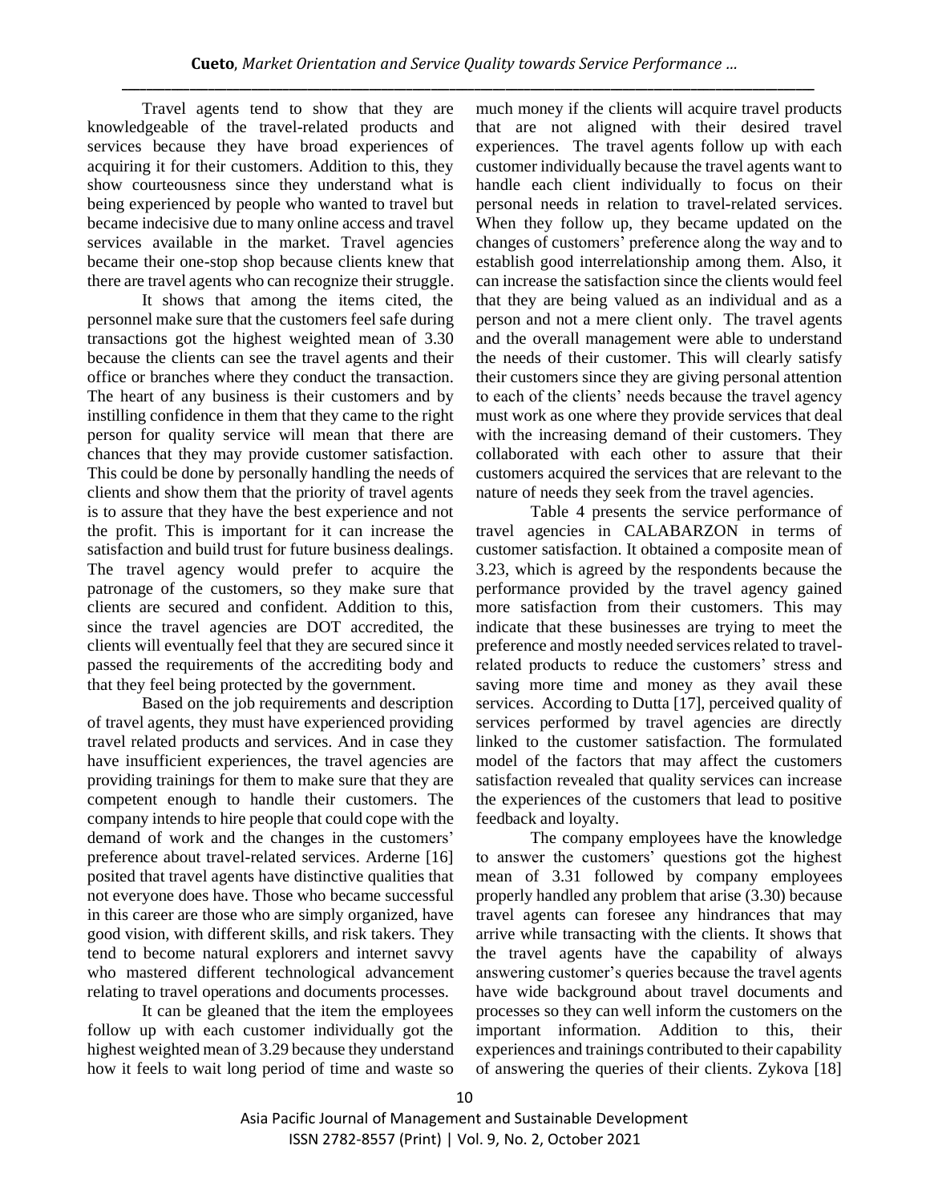Travel agents tend to show that they are knowledgeable of the travel-related products and services because they have broad experiences of acquiring it for their customers. Addition to this, they show courteousness since they understand what is being experienced by people who wanted to travel but became indecisive due to many online access and travel services available in the market. Travel agencies became their one-stop shop because clients knew that there are travel agents who can recognize their struggle.

It shows that among the items cited, the personnel make sure that the customers feel safe during transactions got the highest weighted mean of 3.30 because the clients can see the travel agents and their office or branches where they conduct the transaction. The heart of any business is their customers and by instilling confidence in them that they came to the right person for quality service will mean that there are chances that they may provide customer satisfaction. This could be done by personally handling the needs of clients and show them that the priority of travel agents is to assure that they have the best experience and not the profit. This is important for it can increase the satisfaction and build trust for future business dealings. The travel agency would prefer to acquire the patronage of the customers, so they make sure that clients are secured and confident. Addition to this, since the travel agencies are DOT accredited, the clients will eventually feel that they are secured since it passed the requirements of the accrediting body and that they feel being protected by the government.

Based on the job requirements and description of travel agents, they must have experienced providing travel related products and services. And in case they have insufficient experiences, the travel agencies are providing trainings for them to make sure that they are competent enough to handle their customers. The company intends to hire people that could cope with the demand of work and the changes in the customers' preference about travel-related services. Arderne [16] posited that travel agents have distinctive qualities that not everyone does have. Those who became successful in this career are those who are simply organized, have good vision, with different skills, and risk takers. They tend to become natural explorers and internet savvy who mastered different technological advancement relating to travel operations and documents processes.

It can be gleaned that the item the employees follow up with each customer individually got the highest weighted mean of 3.29 because they understand how it feels to wait long period of time and waste so much money if the clients will acquire travel products that are not aligned with their desired travel experiences. The travel agents follow up with each customer individually because the travel agents want to handle each client individually to focus on their personal needs in relation to travel-related services. When they follow up, they became updated on the changes of customers' preference along the way and to establish good interrelationship among them. Also, it can increase the satisfaction since the clients would feel that they are being valued as an individual and as a person and not a mere client only. The travel agents and the overall management were able to understand the needs of their customer. This will clearly satisfy their customers since they are giving personal attention to each of the clients' needs because the travel agency must work as one where they provide services that deal with the increasing demand of their customers. They collaborated with each other to assure that their customers acquired the services that are relevant to the nature of needs they seek from the travel agencies.

Table 4 presents the service performance of travel agencies in CALABARZON in terms of customer satisfaction. It obtained a composite mean of 3.23, which is agreed by the respondents because the performance provided by the travel agency gained more satisfaction from their customers. This may indicate that these businesses are trying to meet the preference and mostly needed services related to travel-related products to reduce the customers' stress and saving more time and money as they avail these services. According to Dutta [17], perceived quality of services performed by travel agencies are directly linked to the customer satisfaction. The formulated model of the factors that may affect the customers satisfaction revealed that quality services can increase the experiences of the customers that lead to positive feedback and loyalty.

The company employees have the knowledge to answer the customers' questions got the highest mean of 3.31 followed by company employees properly handled any problem that arise (3.30) because travel agents can foresee any hindrances that may arrive while transacting with the clients. It shows that the travel agents have the capability of always answering customer's queries because the travel agents have wide background about travel documents and processes so they can well inform the customers on the important information. Addition to this, their experiences and trainings contributed to their capability of answering the queries of their clients. Zykova [18]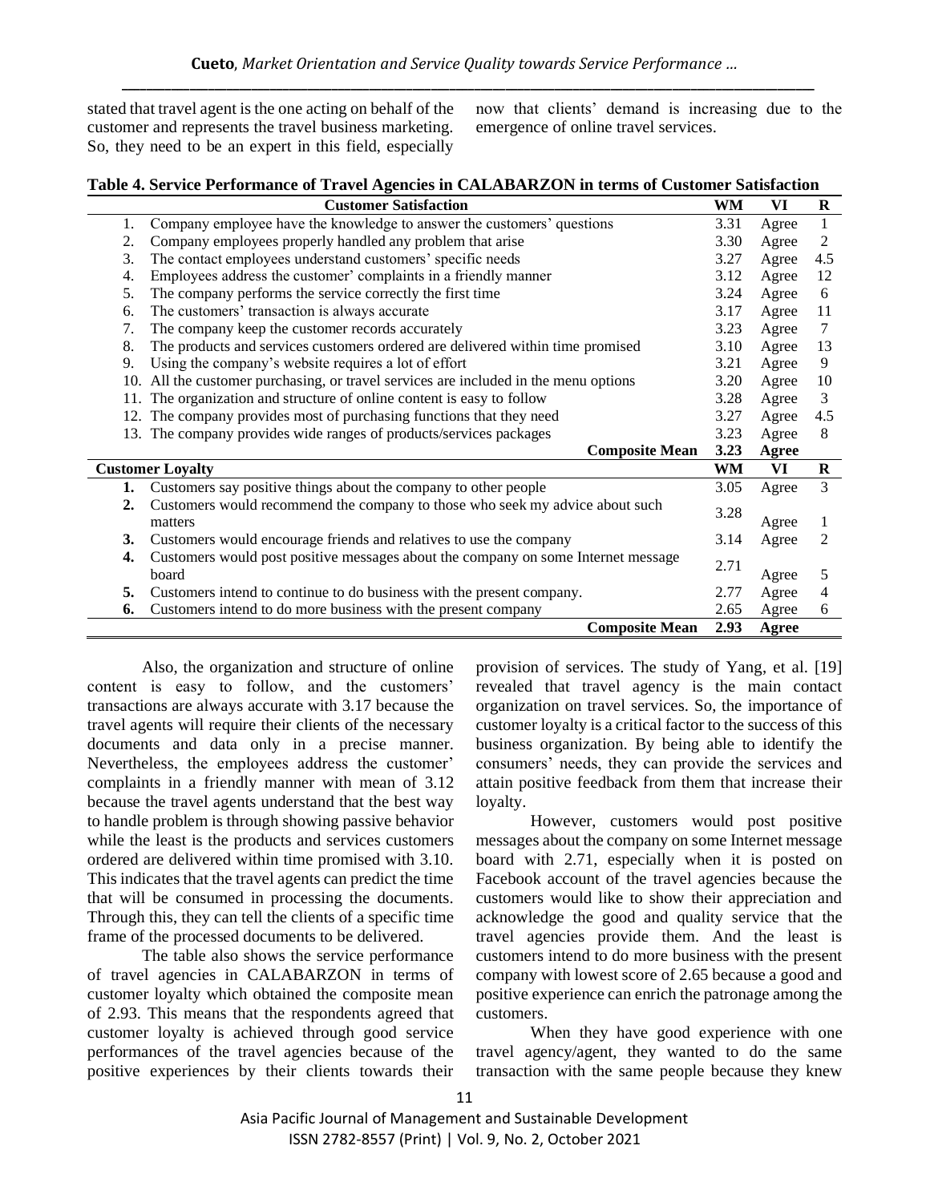stated that travel agent is the one acting on behalf of the customer and represents the travel business marketing. So, they need to be an expert in this field, especially now that clients' demand is increasing due to the emergence of online travel services.

**Table 4. Service Performance of Travel Agencies in CALABARZON in terms of Customer Satisfaction**

| | Customer Satisfaction | WM | VI | R |
|---|---|---|---|---|
| 1. | Company employee have the knowledge to answer the customers' questions | 3.31 | Agree | 1 |
| 2. | Company employees properly handled any problem that arise | 3.30 | Agree | 2 |
| 3. | The contact employees understand customers' specific needs | 3.27 | Agree | 4.5 |
| 4. | Employees address the customer' complaints in a friendly manner | 3.12 | Agree | 12 |
| 5. | The company performs the service correctly the first time | 3.24 | Agree | 6 |
| 6. | The customers' transaction is always accurate | 3.17 | Agree | 11 |
| 7. | The company keep the customer records accurately | 3.23 | Agree | 7 |
| 8. | The products and services customers ordered are delivered within time promised | 3.10 | Agree | 13 |
| 9. | Using the company's website requires a lot of effort | 3.21 | Agree | 9 |
| 10. | All the customer purchasing, or travel services are included in the menu options | 3.20 | Agree | 10 |
| 11. | The organization and structure of online content is easy to follow | 3.28 | Agree | 3 |
| 12. | The company provides most of purchasing functions that they need | 3.27 | Agree | 4.5 |
| 13. | The company provides wide ranges of products/services packages | 3.23 | Agree | 8 |
| | **Composite Mean** | **3.23** | **Agree** | |
| **Customer Loyalty** | | **WM** | **VI** | **R** |
| **1.** | Customers say positive things about the company to other people | 3.05 | Agree | 3 |
| **2.** | Customers would recommend the company to those who seek my advice about such matters | 3.28 | Agree | 1 |
| **3.** | Customers would encourage friends and relatives to use the company | 3.14 | Agree | 2 |
| **4.** | Customers would post positive messages about the company on some Internet message board | 2.71 | Agree | 5 |
| **5.** | Customers intend to continue to do business with the present company. | 2.77 | Agree | 4 |
| **6.** | Customers intend to do more business with the present company | 2.65 | Agree | 6 |
| | **Composite Mean** | **2.93** | **Agree** | |

Also, the organization and structure of online content is easy to follow, and the customers' transactions are always accurate with 3.17 because the travel agents will require their clients of the necessary documents and data only in a precise manner. Nevertheless, the employees address the customer' complaints in a friendly manner with mean of 3.12 because the travel agents understand that the best way to handle problem is through showing passive behavior while the least is the products and services customers ordered are delivered within time promised with 3.10. This indicates that the travel agents can predict the time that will be consumed in processing the documents. Through this, they can tell the clients of a specific time frame of the processed documents to be delivered.

The table also shows the service performance of travel agencies in CALABARZON in terms of customer loyalty which obtained the composite mean of 2.93. This means that the respondents agreed that customer loyalty is achieved through good service performances of the travel agencies because of the positive experiences by their clients towards their provision of services. The study of Yang, et al. [19] revealed that travel agency is the main contact organization on travel services. So, the importance of customer loyalty is a critical factor to the success of this business organization. By being able to identify the consumers' needs, they can provide the services and attain positive feedback from them that increase their loyalty.

However, customers would post positive messages about the company on some Internet message board with 2.71, especially when it is posted on Facebook account of the travel agencies because the customers would like to show their appreciation and acknowledge the good and quality service that the travel agencies provide them. And the least is customers intend to do more business with the present company with lowest score of 2.65 because a good and positive experience can enrich the patronage among the customers.

When they have good experience with one travel agency/agent, they wanted to do the same transaction with the same people because they knew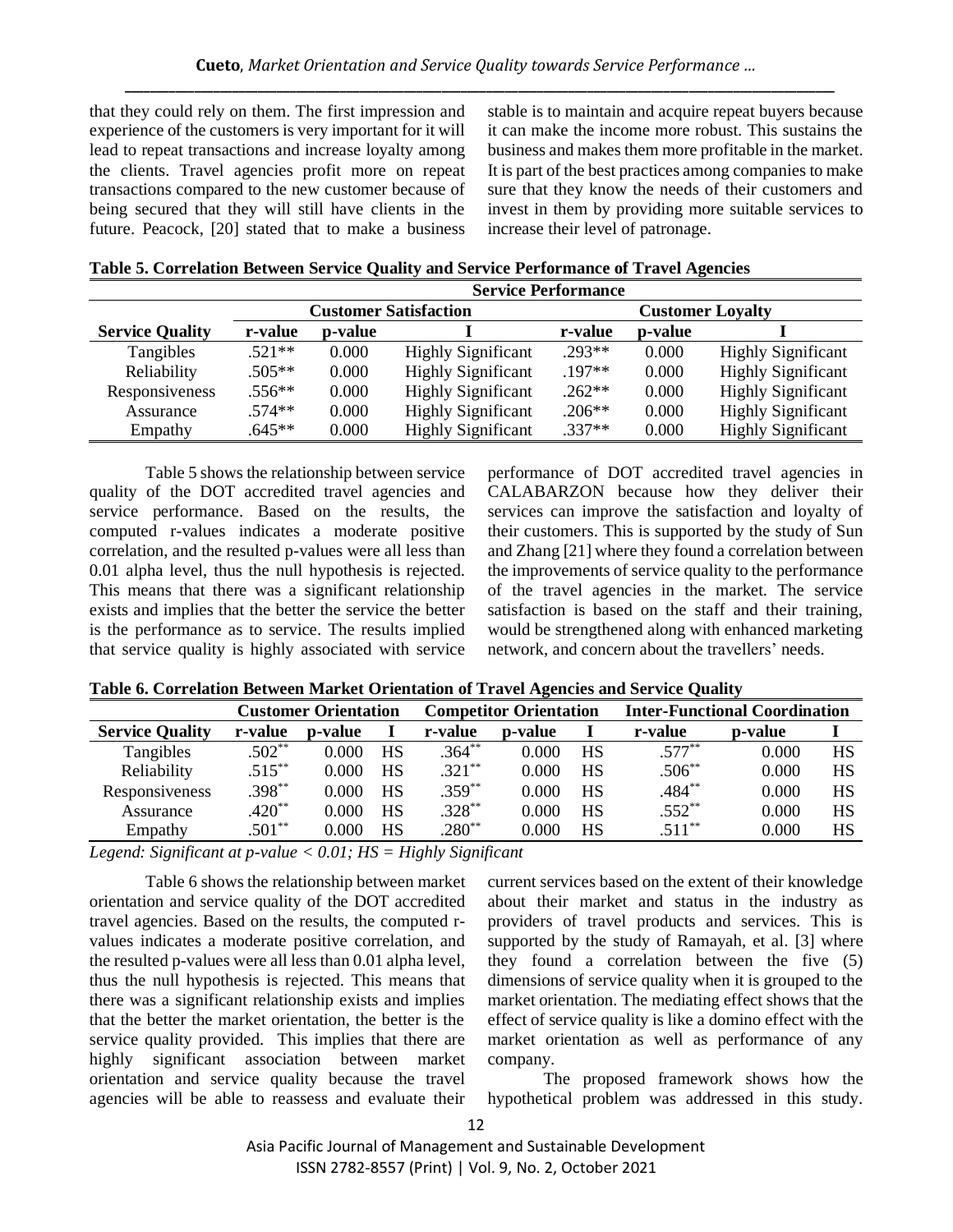that they could rely on them. The first impression and experience of the customers is very important for it will lead to repeat transactions and increase loyalty among the clients. Travel agencies profit more on repeat transactions compared to the new customer because of being secured that they will still have clients in the future. Peacock, [20] stated that to make a business stable is to maintain and acquire repeat buyers because it can make the income more robust. This sustains the business and makes them more profitable in the market. It is part of the best practices among companies to make sure that they know the needs of their customers and invest in them by providing more suitable services to increase their level of patronage.

**Table 5. Correlation Between Service Quality and Service Performance of Travel Agencies**

| | Service Performance | | | | | |
|---|---|---|---|---|---|---|
| | Customer Satisfaction | | | Customer Loyalty | | |
| **Service Quality** | **r-value** | **p-value** | **I** | **r-value** | **p-value** | **I** |
| Tangibles | .521** | 0.000 | Highly Significant | .293** | 0.000 | Highly Significant |
| Reliability | .505** | 0.000 | Highly Significant | .197** | 0.000 | Highly Significant |
| Responsiveness | .556** | 0.000 | Highly Significant | .262** | 0.000 | Highly Significant |
| Assurance | .574** | 0.000 | Highly Significant | .206** | 0.000 | Highly Significant |
| Empathy | .645** | 0.000 | Highly Significant | .337** | 0.000 | Highly Significant |

Table 5 shows the relationship between service quality of the DOT accredited travel agencies and service performance. Based on the results, the computed r-values indicates a moderate positive correlation, and the resulted p-values were all less than 0.01 alpha level, thus the null hypothesis is rejected. This means that there was a significant relationship exists and implies that the better the service the better is the performance as to service. The results implied that service quality is highly associated with service performance of DOT accredited travel agencies in CALABARZON because how they deliver their services can improve the satisfaction and loyalty of their customers. This is supported by the study of Sun and Zhang [21] where they found a correlation between the improvements of service quality to the performance of the travel agencies in the market. The service satisfaction is based on the staff and their training, would be strengthened along with enhanced marketing network, and concern about the travellers' needs.

**Table 6. Correlation Between Market Orientation of Travel Agencies and Service Quality**

| | Customer Orientation | | | Competitor Orientation | | | Inter-Functional Coordination | | |
|---|---|---|---|---|---|---|---|---|---|
| **Service Quality** | **r-value** | **p-value** | **I** | **r-value** | **p-value** | **I** | **r-value** | **p-value** | **I** |
| Tangibles | .502** | 0.000 | HS | .364** | 0.000 | HS | .577** | 0.000 | HS |
| Reliability | .515** | 0.000 | HS | .321** | 0.000 | HS | .506** | 0.000 | HS |
| Responsiveness | .398** | 0.000 | HS | .359** | 0.000 | HS | .484** | 0.000 | HS |
| Assurance | .420** | 0.000 | HS | .328** | 0.000 | HS | .552** | 0.000 | HS |
| Empathy | .501** | 0.000 | HS | .280** | 0.000 | HS | .511** | 0.000 | HS |

*Legend: Significant at p-value < 0.01; HS = Highly Significant*

Table 6 shows the relationship between market orientation and service quality of the DOT accredited travel agencies. Based on the results, the computed r-values indicates a moderate positive correlation, and the resulted p-values were all less than 0.01 alpha level, thus the null hypothesis is rejected. This means that there was a significant relationship exists and implies that the better the market orientation, the better is the service quality provided. This implies that there are highly significant association between market orientation and service quality because the travel agencies will be able to reassess and evaluate their current services based on the extent of their knowledge about their market and status in the industry as providers of travel products and services. This is supported by the study of Ramayah, et al. [3] where they found a correlation between the five (5) dimensions of service quality when it is grouped to the market orientation. The mediating effect shows that the effect of service quality is like a domino effect with the market orientation as well as performance of any company.

The proposed framework shows how the hypothetical problem was addressed in this study.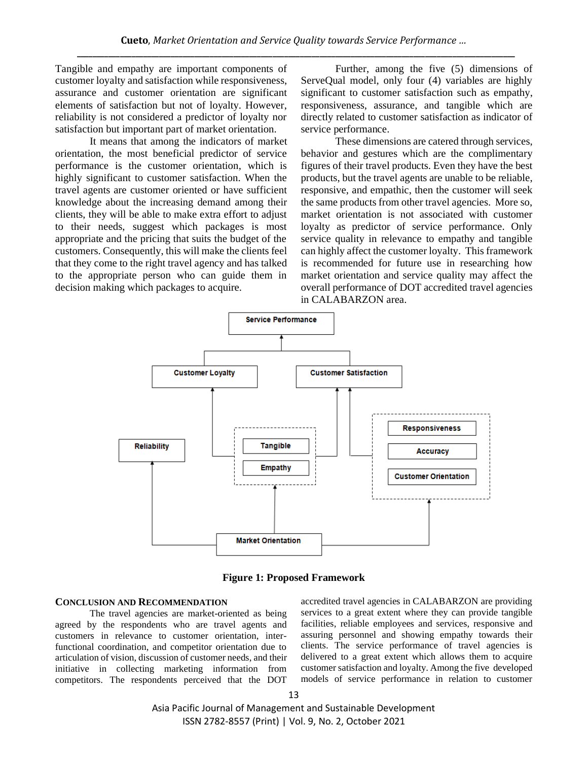Tangible and empathy are important components of customer loyalty and satisfaction while responsiveness, assurance and customer orientation are significant elements of satisfaction but not of loyalty. However, reliability is not considered a predictor of loyalty nor satisfaction but important part of market orientation.

It means that among the indicators of market orientation, the most beneficial predictor of service performance is the customer orientation, which is highly significant to customer satisfaction. When the travel agents are customer oriented or have sufficient knowledge about the increasing demand among their clients, they will be able to make extra effort to adjust to their needs, suggest which packages is most appropriate and the pricing that suits the budget of the customers. Consequently, this will make the clients feel that they come to the right travel agency and has talked to the appropriate person who can guide them in decision making which packages to acquire.

Further, among the five (5) dimensions of ServeQual model, only four (4) variables are highly significant to customer satisfaction such as empathy, responsiveness, assurance, and tangible which are directly related to customer satisfaction as indicator of service performance.

These dimensions are catered through services, behavior and gestures which are the complimentary figures of their travel products. Even they have the best products, but the travel agents are unable to be reliable, responsive, and empathic, then the customer will seek the same products from other travel agencies. More so, market orientation is not associated with customer loyalty as predictor of service performance. Only service quality in relevance to empathy and tangible can highly affect the customer loyalty. This framework is recommended for future use in researching how market orientation and service quality may affect the overall performance of DOT accredited travel agencies in CALABARZON area.

**Figure 1: Proposed Framework**

## Conclusion and Recommendation

The travel agencies are market-oriented as being agreed by the respondents who are travel agents and customers in relevance to customer orientation, inter-functional coordination, and competitor orientation due to articulation of vision, discussion of customer needs, and their initiative in collecting marketing information from competitors. The respondents perceived that the DOT accredited travel agencies in CALABARZON are providing services to a great extent where they can provide tangible facilities, reliable employees and services, responsive and assuring personnel and showing empathy towards their clients. The service performance of travel agencies is delivered to a great extent which allows them to acquire customer satisfaction and loyalty. Among the five developed models of service performance in relation to customer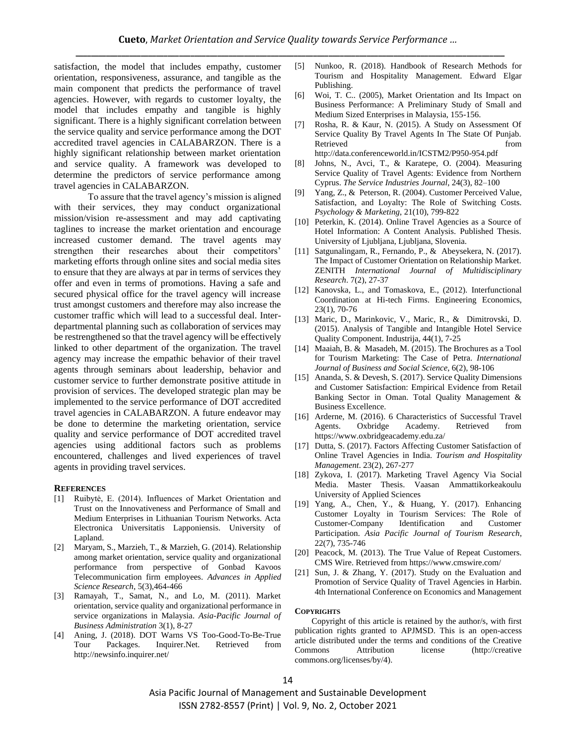satisfaction, the model that includes empathy, customer orientation, responsiveness, assurance, and tangible as the main component that predicts the performance of travel agencies. However, with regards to customer loyalty, the model that includes empathy and tangible is highly significant. There is a highly significant correlation between the service quality and service performance among the DOT accredited travel agencies in CALABARZON. There is a highly significant relationship between market orientation and service quality. A framework was developed to determine the predictors of service performance among travel agencies in CALABARZON.

To assure that the travel agency's mission is aligned with their services, they may conduct organizational mission/vision re-assessment and may add captivating taglines to increase the market orientation and encourage increased customer demand. The travel agents may strengthen their researches about their competitors' marketing efforts through online sites and social media sites to ensure that they are always at par in terms of services they offer and even in terms of promotions. Having a safe and secured physical office for the travel agency will increase trust amongst customers and therefore may also increase the customer traffic which will lead to a successful deal. Inter-departmental planning such as collaboration of services may be restrengthened so that the travel agency will be effectively linked to other department of the organization. The travel agency may increase the empathic behavior of their travel agents through seminars about leadership, behavior and customer service to further demonstrate positive attitude in provision of services. The developed strategic plan may be implemented to the service performance of DOT accredited travel agencies in CALABARZON. A future endeavor may be done to determine the marketing orientation, service quality and service performance of DOT accredited travel agencies using additional factors such as problems encountered, challenges and lived experiences of travel agents in providing travel services.

## REFERENCES

[1] Ruibytė, E. (2014). Influences of Market Orientation and Trust on the Innovativeness and Performance of Small and Medium Enterprises in Lithuanian Tourism Networks. Acta Electronica Universitatis Lapponiensis. University of Lapland.

[2] Maryam, S., Marzieh, T., & Marzieh, G. (2014). Relationship among market orientation, service quality and organizational performance from perspective of Gonbad Kavoos Telecommunication firm employees. *Advances in Applied Science Research*, 5(3),464-466

[3] Ramayah, T., Samat, N., and Lo, M. (2011). Market orientation, service quality and organizational performance in service organizations in Malaysia. *Asia-Pacific Journal of Business Administration* 3(1), 8-27

[4] Aning, J. (2018). DOT Warns VS Too-Good-To-Be-True Tour Packages. Inquirer.Net. Retrieved from http://newsinfo.inquirer.net/

[5] Nunkoo, R. (2018). Handbook of Research Methods for Tourism and Hospitality Management. Edward Elgar Publishing.

[6] Woi, T. C.. (2005), Market Orientation and Its Impact on Business Performance: A Preliminary Study of Small and Medium Sized Enterprises in Malaysia, 155-156.

[7] Rosha, R. & Kaur, N. (2015). A Study on Assessment Of Service Quality By Travel Agents In The State Of Punjab. Retrieved from http://data.conferenceworld.in/ICSTM2/P950-954.pdf

[8] Johns, N., Avci, T., & Karatepe, O. (2004). Measuring Service Quality of Travel Agents: Evidence from Northern Cyprus. *The Service Industries Journal*, 24(3), 82–100

[9] Yang, Z., & Peterson, R. (2004). Customer Perceived Value, Satisfaction, and Loyalty: The Role of Switching Costs. *Psychology & Marketing*, 21(10), 799-822

[10] Peterkin, K. (2014). Online Travel Agencies as a Source of Hotel Information: A Content Analysis. Published Thesis. University of Ljubljana, Ljubljana, Slovenia.

[11] Satgunalingam, R., Fernando, P., & Abeysekera, N. (2017). The Impact of Customer Orientation on Relationship Market. ZENITH *International Journal of Multidisciplinary Research*. 7(2), 27-37

[12] Kanovska, L., and Tomaskova, E., (2012). Interfunctional Coordination at Hi-tech Firms. Engineering Economics, 23(1), 70-76

[13] Maric, D., Marinkovic, V., Maric, R., & Dimitrovski, D. (2015). Analysis of Tangible and Intangible Hotel Service Quality Component. Industrija, 44(1), 7-25

[14] Maaiah, B. & Masadeh, M. (2015). The Brochures as a Tool for Tourism Marketing: The Case of Petra. *International Journal of Business and Social Science*, 6(2), 98-106

[15] Ananda, S. & Devesh, S. (2017). Service Quality Dimensions and Customer Satisfaction: Empirical Evidence from Retail Banking Sector in Oman. Total Quality Management & Business Excellence.

[16] Arderne, M. (2016). 6 Characteristics of Successful Travel Agents. Oxbridge Academy. Retrieved from https://www.oxbridgeacademy.edu.za/

[17] Dutta, S. (2017). Factors Affecting Customer Satisfaction of Online Travel Agencies in India. *Tourism and Hospitality Management*. 23(2), 267-277

[18] Zykova, I. (2017). Marketing Travel Agency Via Social Media. Master Thesis. Vaasan Ammattikorkeakoulu University of Applied Sciences

[19] Yang, A., Chen, Y., & Huang, Y. (2017). Enhancing Customer Loyalty in Tourism Services: The Role of Customer-Company Identification and Customer Participation. *Asia Pacific Journal of Tourism Research*, 22(7), 735-746

[20] Peacock, M. (2013). The True Value of Repeat Customers. CMS Wire. Retrieved from https://www.cmswire.com/

[21] Sun, J. & Zhang, Y. (2017). Study on the Evaluation and Promotion of Service Quality of Travel Agencies in Harbin. 4th International Conference on Economics and Management

## COPYRIGHTS

Copyright of this article is retained by the author/s, with first publication rights granted to APJMSD. This is an open-access article distributed under the terms and conditions of the Creative Commons Attribution license (http://creative commons.org/licenses/by/4).